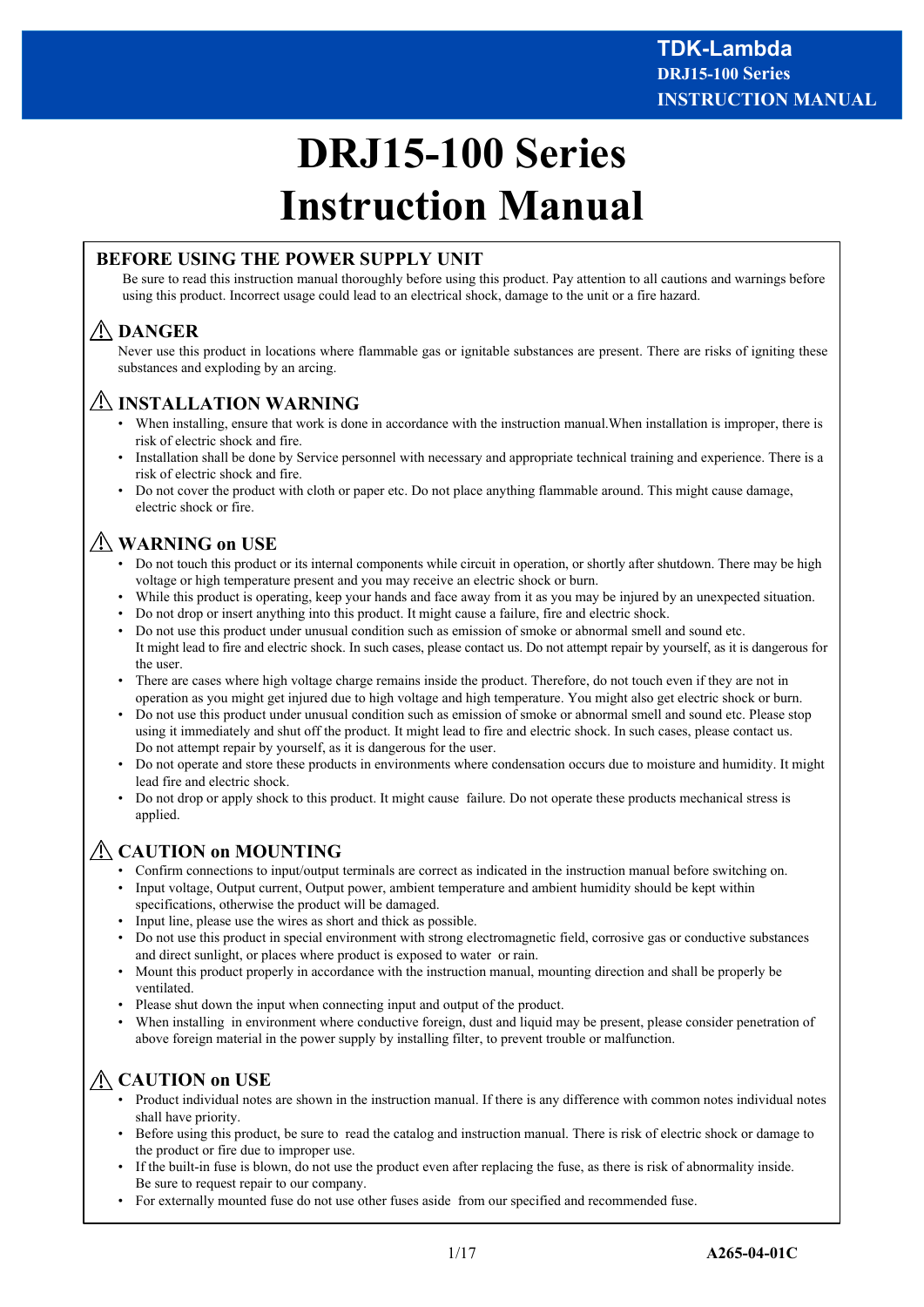# DRJ15-100 Series Instruction Manual

## BEFORE USING THE POWER SUPPLY UNIT

Be sure to read this instruction manual thoroughly before using this product. Pay attention to all cautions and warnings before using this product. Incorrect usage could lead to an electrical shock, damage to the unit or a fire hazard.

## ⚠ DANGER

Never use this product in locations where flammable gas or ignitable substances are present. There are risks of igniting these substances and exploding by an arcing.

## ⚠ INSTALLATION WARNING

- When installing, ensure that work is done in accordance with the instruction manual.When installation is improper, there is risk of electric shock and fire.
- Installation shall be done by Service personnel with necessary and appropriate technical training and experience. There is a risk of electric shock and fire.
- Do not cover the product with cloth or paper etc. Do not place anything flammable around. This might cause damage, electric shock or fire.

## ⚠ WARNING on USE

- Do not touch this product or its internal components while circuit in operation, or shortly after shutdown. There may be high voltage or high temperature present and you may receive an electric shock or burn.
- While this product is operating, keep your hands and face away from it as you may be injured by an unexpected situation.
- Do not drop or insert anything into this product. It might cause a failure, fire and electric shock.
- Do not use this product under unusual condition such as emission of smoke or abnormal smell and sound etc. It might lead to fire and electric shock. In such cases, please contact us. Do not attempt repair by yourself, as it is dangerous for the user.
- There are cases where high voltage charge remains inside the product. Therefore, do not touch even if they are not in operation as you might get injured due to high voltage and high temperature. You might also get electric shock or burn.
- Do not use this product under unusual condition such as emission of smoke or abnormal smell and sound etc. Please stop using it immediately and shut off the product. It might lead to fire and electric shock. In such cases, please contact us. Do not attempt repair by yourself, as it is dangerous for the user.
- Do not operate and store these products in environments where condensation occurs due to moisture and humidity. It might lead fire and electric shock.
- Do not drop or apply shock to this product. It might cause failure. Do not operate these products mechanical stress is applied.

## ⚠ CAUTION on MOUNTING

- Confirm connections to input/output terminals are correct as indicated in the instruction manual before switching on.
- Input voltage, Output current, Output power, ambient temperature and ambient humidity should be kept within specifications, otherwise the product will be damaged.
- Input line, please use the wires as short and thick as possible.
- Do not use this product in special environment with strong electromagnetic field, corrosive gas or conductive substances and direct sunlight, or places where product is exposed to water or rain.
- Mount this product properly in accordance with the instruction manual, mounting direction and shall be properly be ventilated.
- Please shut down the input when connecting input and output of the product.
- When installing in environment where conductive foreign, dust and liquid may be present, please consider penetration of above foreign material in the power supply by installing filter, to prevent trouble or malfunction.

## ⚠ CAUTION on USE

- Product individual notes are shown in the instruction manual. If there is any difference with common notes individual notes shall have priority.
- Before using this product, be sure to read the catalog and instruction manual. There is risk of electric shock or damage to the product or fire due to improper use.
- If the built-in fuse is blown, do not use the product even after replacing the fuse, as there is risk of abnormality inside. Be sure to request repair to our company.
- For externally mounted fuse do not use other fuses aside from our specified and recommended fuse.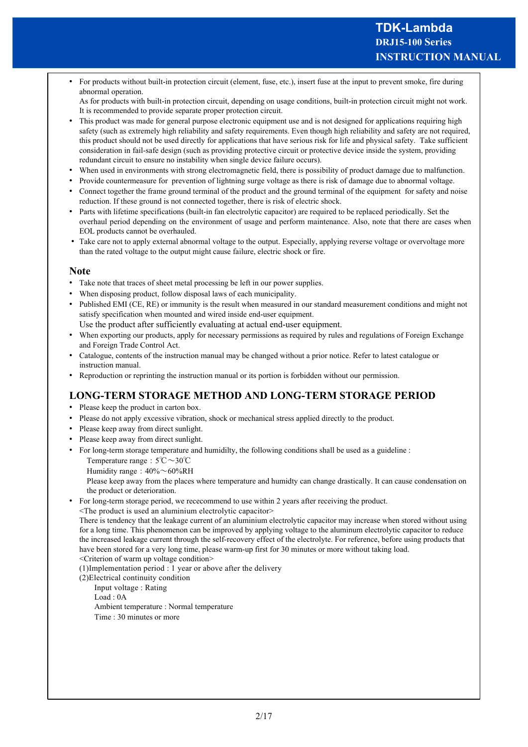- For products without built-in protection circuit (element, fuse, etc.), insert fuse at the input to prevent smoke, fire during abnormal operation.
  As for products with built-in protection circuit, depending on usage conditions, built-in protection circuit might not work. It is recommended to provide separate proper protection circuit.
- This product was made for general purpose electronic equipment use and is not designed for applications requiring high safety (such as extremely high reliability and safety requirements. Even though high reliability and safety are not required, this product should not be used directly for applications that have serious risk for life and physical safety. Take sufficient consideration in fail-safe design (such as providing protective circuit or protective device inside the system, providing redundant circuit to ensure no instability when single device failure occurs).
- When used in environments with strong electromagnetic field, there is possibility of product damage due to malfunction.
- Provide countermeasure for prevention of lightning surge voltage as there is risk of damage due to abnormal voltage.
- Connect together the frame ground terminal of the product and the ground terminal of the equipment for safety and noise reduction. If these ground is not connected together, there is risk of electric shock.
- Parts with lifetime specifications (built-in fan electrolytic capacitor) are required to be replaced periodically. Set the overhaul period depending on the environment of usage and perform maintenance. Also, note that there are cases when EOL products cannot be overhauled.
- Take care not to apply external abnormal voltage to the output. Especially, applying reverse voltage or overvoltage more than the rated voltage to the output might cause failure, electric shock or fire.

## Note

- Take note that traces of sheet metal processing be left in our power supplies.
- When disposing product, follow disposal laws of each municipality.
- Published EMI (CE, RE) or immunity is the result when measured in our standard measurement conditions and might not satisfy specification when mounted and wired inside end-user equipment.
  Use the product after sufficiently evaluating at actual end-user equipment.
- When exporting our products, apply for necessary permissions as required by rules and regulations of Foreign Exchange and Foreign Trade Control Act.
- Catalogue, contents of the instruction manual may be changed without a prior notice. Refer to latest catalogue or instruction manual.
- Reproduction or reprinting the instruction manual or its portion is forbidden without our permission.

## LONG-TERM STORAGE METHOD AND LONG-TERM STORAGE PERIOD

- Please keep the product in carton box.
- Please do not apply excessive vibration, shock or mechanical stress applied directly to the product.
- Please keep away from direct sunlight.
- Please keep away from direct sunlight.
- For long-term storage temperature and humidilty, the following conditions shall be used as a guideline :
  Temperature range：5℃～30℃
  Humidity range：40%～60%RH
  Please keep away from the places where temperature and humidty can change drastically. It can cause condensation on the product or deterioration.
- For long-term storage period, we rececommend to use within 2 years after receiving the product.
  <The product is used an aluminium electrolytic capacitor>
  There is tendency that the leakage current of an aluminium electrolytic capacitor may increase when stored without using for a long time. This phenomenon can be improved by applying voltage to the aluminum electrolytic capacitor to reduce the increased leakage current through the self-recovery effect of the electrolyte. For reference, before using products that have been stored for a very long time, please warm-up first for 30 minutes or more without taking load.
  <Criterion of warm up voltage condition>
  (1)Implementation period : 1 year or above after the delivery
  (2)Electrical continuity condition
  Input voltage : Rating
  Load : 0A
  Ambient temperature : Normal temperature
  Time : 30 minutes or more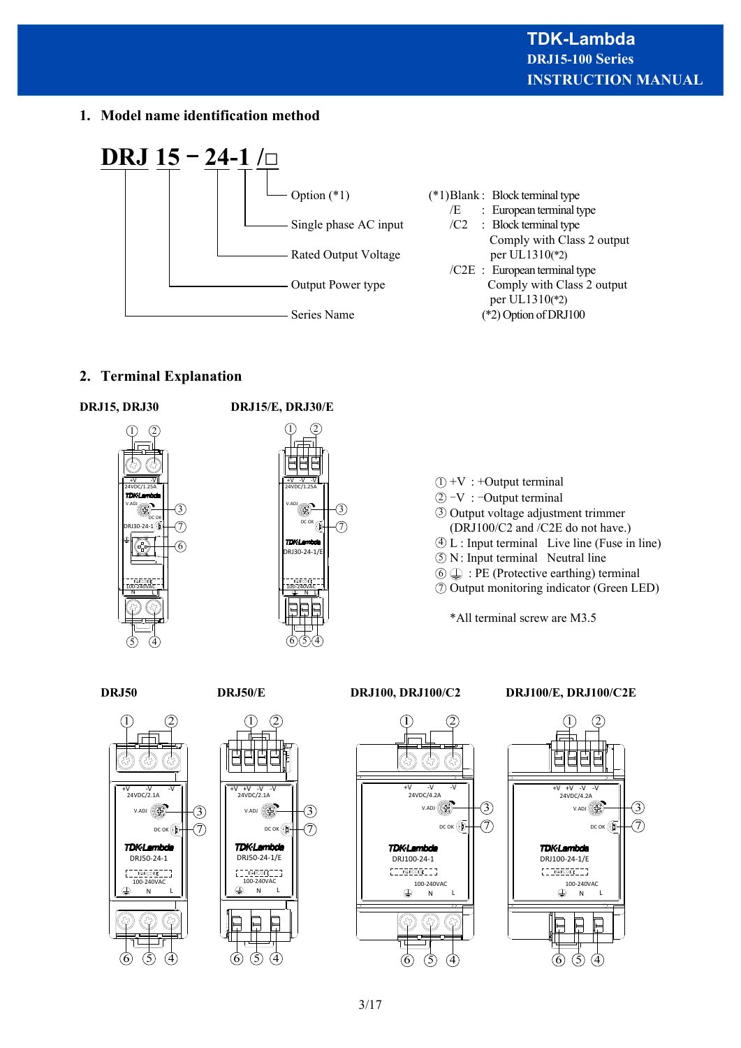## 1. Model name identification method

**DRJ 15 − 24-1 /□**

- Option (*1)
- Single phase AC input
- Rated Output Voltage
- Output Power type
- Series Name

(*1)Blank : Block terminal type
/E : European terminal type
/C2 : Block terminal type
Comply with Class 2 output per UL1310(*2)
/C2E : European terminal type
Comply with Class 2 output per UL1310(*2)
(*2) Option of DRJ100

## 2. Terminal Explanation

**DRJ15, DRJ30**

**DRJ15/E, DRJ30/E**

① +V : +Output terminal
② −V : −Output terminal
③ Output voltage adjustment trimmer (DRJ100/C2 and /C2E do not have.)
④ L : Input terminal Live line (Fuse in line)
⑤ N : Input terminal Neutral line
⑥ ⏚ : PE (Protective earthing) terminal
⑦ Output monitoring indicator (Green LED)

*All terminal screw are M3.5

**DRJ50**

**DRJ50/E**

**DRJ100, DRJ100/C2**

**DRJ100/E, DRJ100/C2E**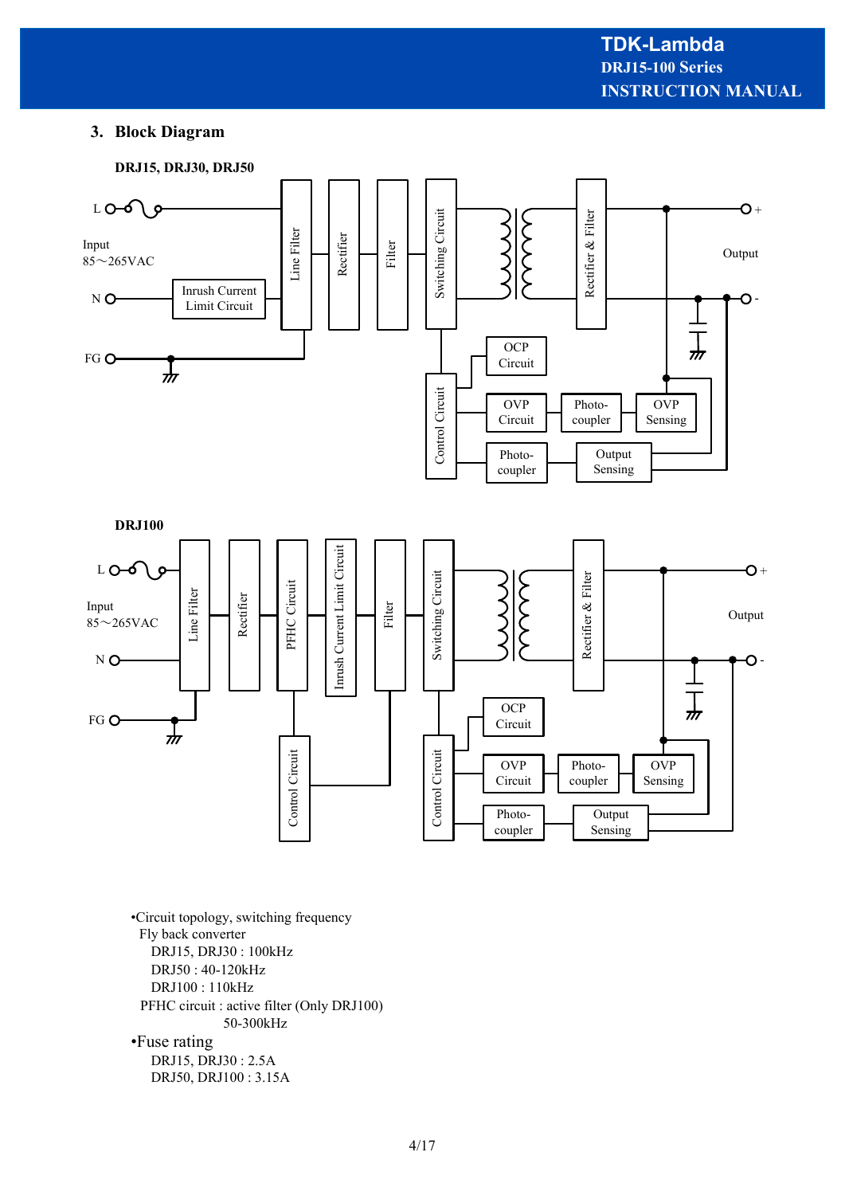## 3. Block Diagram

**DRJ15, DRJ30, DRJ50**

**DRJ100**

•Circuit topology, switching frequency

Fly back converter

DRJ15, DRJ30 : 100kHz

DRJ50 : 40-120kHz

DRJ100 : 110kHz

PFHC circuit : active filter (Only DRJ100)

50-300kHz

•Fuse rating

DRJ15, DRJ30 : 2.5A

DRJ50, DRJ100 : 3.15A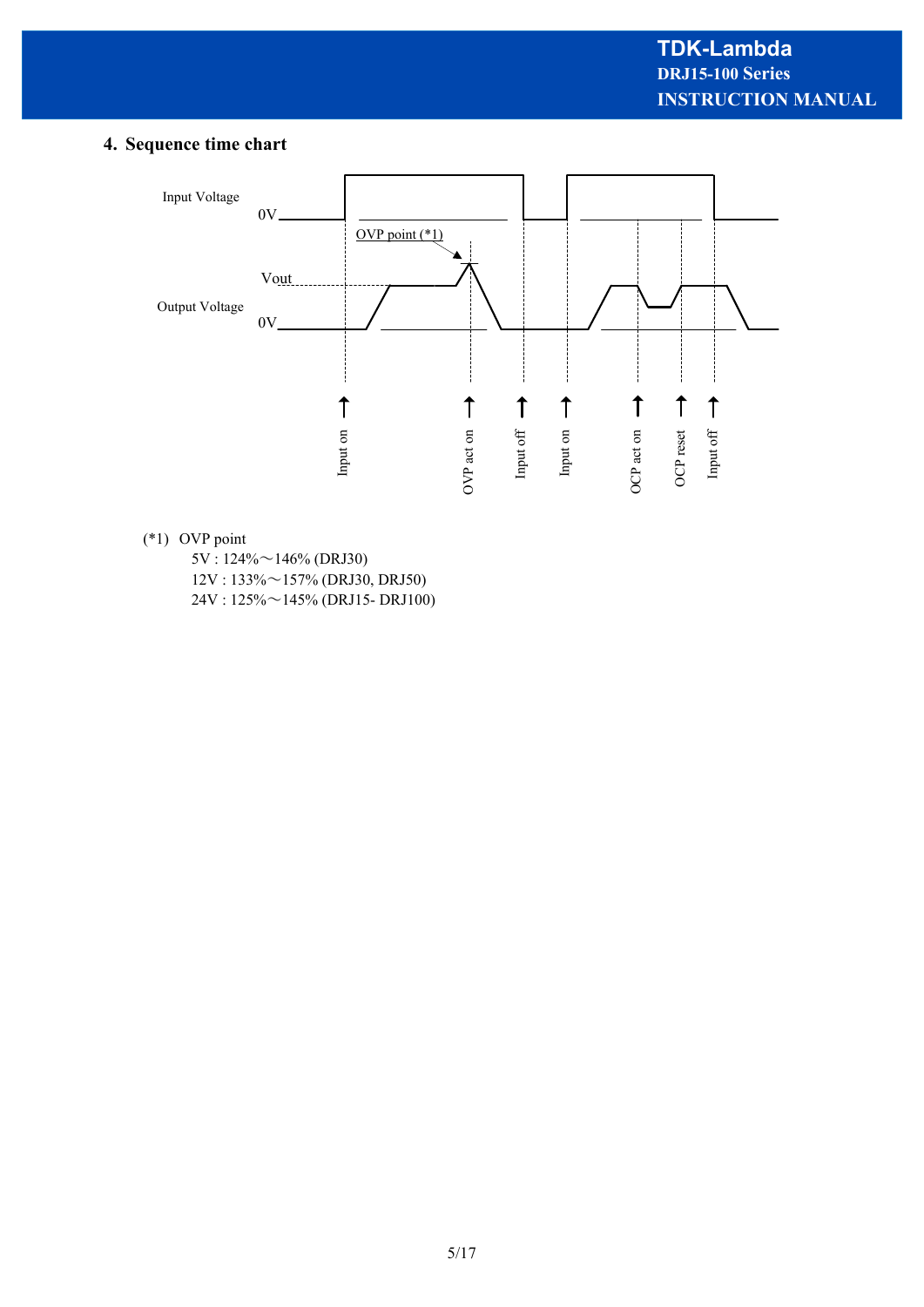## 4. Sequence time chart

Input Voltage

0V

OVP point (*1)

Vout

Output Voltage

0V

Input on · OVP act on · Input off · Input on · OCP act on · OCP reset · Input off

(*1) OVP point

5V : 124%～146% (DRJ30)

12V : 133%～157% (DRJ30, DRJ50)

24V : 125%～145% (DRJ15- DRJ100)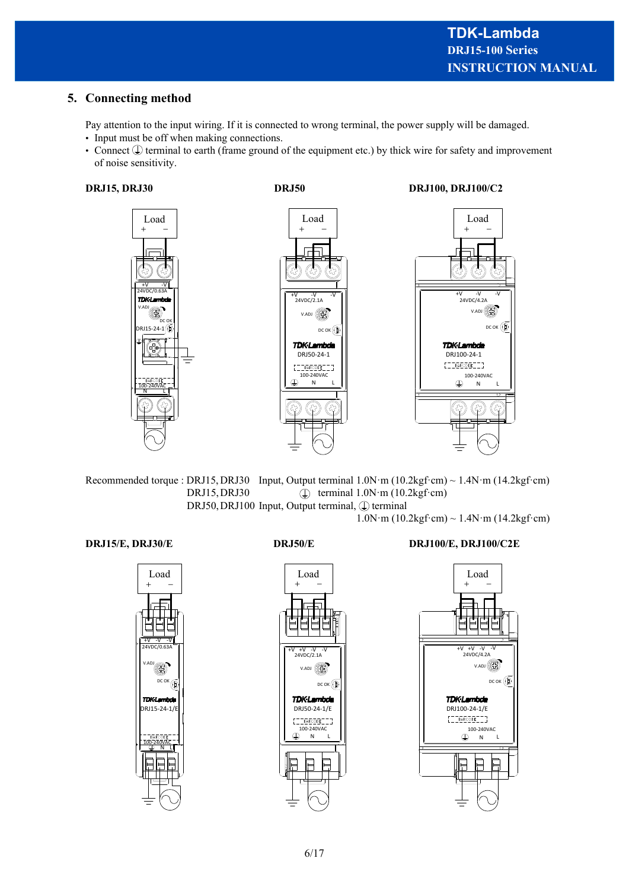## 5. Connecting method

Pay attention to the input wiring. If it is connected to wrong terminal, the power supply will be damaged.

- Input must be off when making connections.
- Connect ⏚ terminal to earth (frame ground of the equipment etc.) by thick wire for safety and improvement of noise sensitivity.

**DRJ15, DRJ30**

**DRJ50**

**DRJ100, DRJ100/C2**

Recommended torque : DRJ15, DRJ30 Input, Output terminal 1.0N·m (10.2kgf·cm) ~ 1.4N·m (14.2kgf·cm)
DRJ15, DRJ30 ⏚ terminal 1.0N·m (10.2kgf·cm)
DRJ50, DRJ100 Input, Output terminal, ⏚ terminal
1.0N·m (10.2kgf·cm) ~ 1.4N·m (14.2kgf·cm)

**DRJ15/E, DRJ30/E**

**DRJ50/E**

**DRJ100/E, DRJ100/C2E**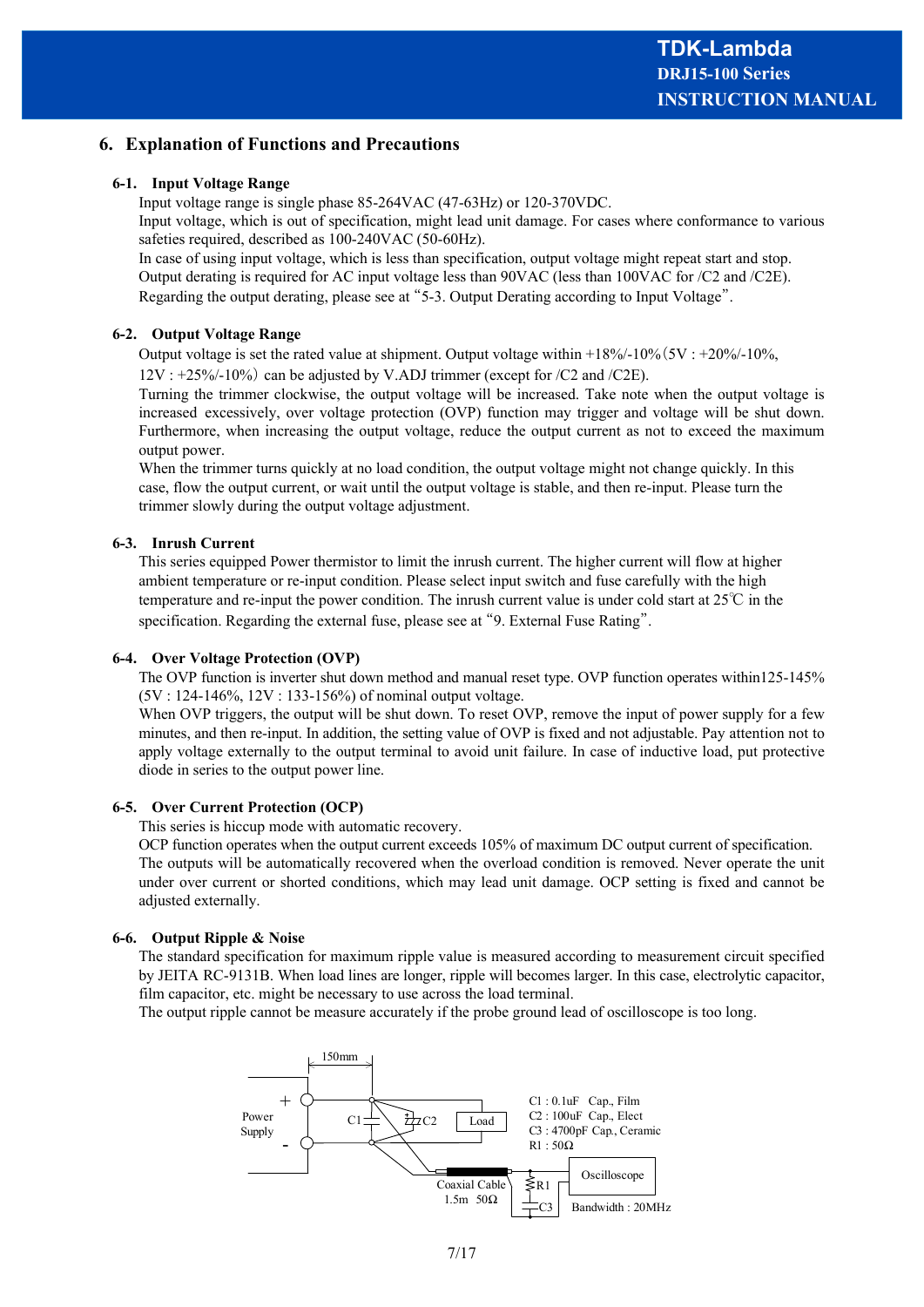## 6. Explanation of Functions and Precautions

### 6-1. Input Voltage Range

Input voltage range is single phase 85-264VAC (47-63Hz) or 120-370VDC.
Input voltage, which is out of specification, might lead unit damage. For cases where conformance to various safeties required, described as 100-240VAC (50-60Hz).
In case of using input voltage, which is less than specification, output voltage might repeat start and stop.
Output derating is required for AC input voltage less than 90VAC (less than 100VAC for /C2 and /C2E).
Regarding the output derating, please see at "5-3. Output Derating according to Input Voltage".

### 6-2. Output Voltage Range

Output voltage is set the rated value at shipment. Output voltage within +18%/-10% (5V : +20%/-10%, 12V : +25%/-10%) can be adjusted by V.ADJ trimmer (except for /C2 and /C2E).
Turning the trimmer clockwise, the output voltage will be increased. Take note when the output voltage is increased excessively, over voltage protection (OVP) function may trigger and voltage will be shut down. Furthermore, when increasing the output voltage, reduce the output current as not to exceed the maximum output power.
When the trimmer turns quickly at no load condition, the output voltage might not change quickly. In this case, flow the output current, or wait until the output voltage is stable, and then re-input. Please turn the trimmer slowly during the output voltage adjustment.

### 6-3. Inrush Current

This series equipped Power thermistor to limit the inrush current. The higher current will flow at higher ambient temperature or re-input condition. Please select input switch and fuse carefully with the high temperature and re-input the power condition. The inrush current value is under cold start at 25℃ in the specification. Regarding the external fuse, please see at "9. External Fuse Rating".

### 6-4. Over Voltage Protection (OVP)

The OVP function is inverter shut down method and manual reset type. OVP function operates within125-145% (5V : 124-146%, 12V : 133-156%) of nominal output voltage.
When OVP triggers, the output will be shut down. To reset OVP, remove the input of power supply for a few minutes, and then re-input. In addition, the setting value of OVP is fixed and not adjustable. Pay attention not to apply voltage externally to the output terminal to avoid unit failure. In case of inductive load, put protective diode in series to the output power line.

### 6-5. Over Current Protection (OCP)

This series is hiccup mode with automatic recovery.
OCP function operates when the output current exceeds 105% of maximum DC output current of specification.
The outputs will be automatically recovered when the overload condition is removed. Never operate the unit under over current or shorted conditions, which may lead unit damage. OCP setting is fixed and cannot be adjusted externally.

### 6-6. Output Ripple & Noise

The standard specification for maximum ripple value is measured according to measurement circuit specified by JEITA RC-9131B. When load lines are longer, ripple will becomes larger. In this case, electrolytic capacitor, film capacitor, etc. might be necessary to use across the load terminal.
The output ripple cannot be measure accurately if the probe ground lead of oscilloscope is too long.

Power Supply, 150mm, C1, C2, Load, Coaxial Cable 1.5m 50Ω, R1, C3, Oscilloscope, Bandwidth : 20MHz

C1 : 0.1uF Cap., Film
C2 : 100uF Cap., Elect
C3 : 4700pF Cap., Ceramic
R1 : 50Ω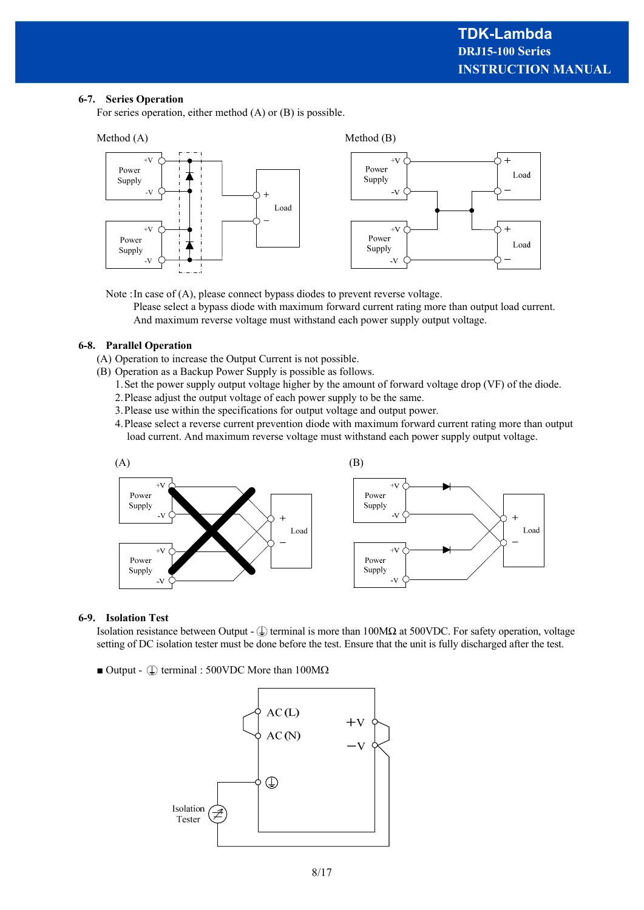## 6-7. Series Operation

For series operation, either method (A) or (B) is possible.

Method (A)

Method (B)

Note : In case of (A), please connect bypass diodes to prevent reverse voltage.
Please select a bypass diode with maximum forward current rating more than output load current.
And maximum reverse voltage must withstand each power supply output voltage.

## 6-8. Parallel Operation

(A) Operation to increase the Output Current is not possible.
(B) Operation as a Backup Power Supply is possible as follows.

1. Set the power supply output voltage higher by the amount of forward voltage drop (VF) of the diode.
2. Please adjust the output voltage of each power supply to be the same.
3. Please use within the specifications for output voltage and output power.
4. Please select a reverse current prevention diode with maximum forward current rating more than output load current. And maximum reverse voltage must withstand each power supply output voltage.

(A)

(B)

## 6-9. Isolation Test

Isolation resistance between Output - ⏚ terminal is more than 100MΩ at 500VDC. For safety operation, voltage setting of DC isolation tester must be done before the test. Ensure that the unit is fully discharged after the test.

■ Output - ⏚ terminal : 500VDC More than 100MΩ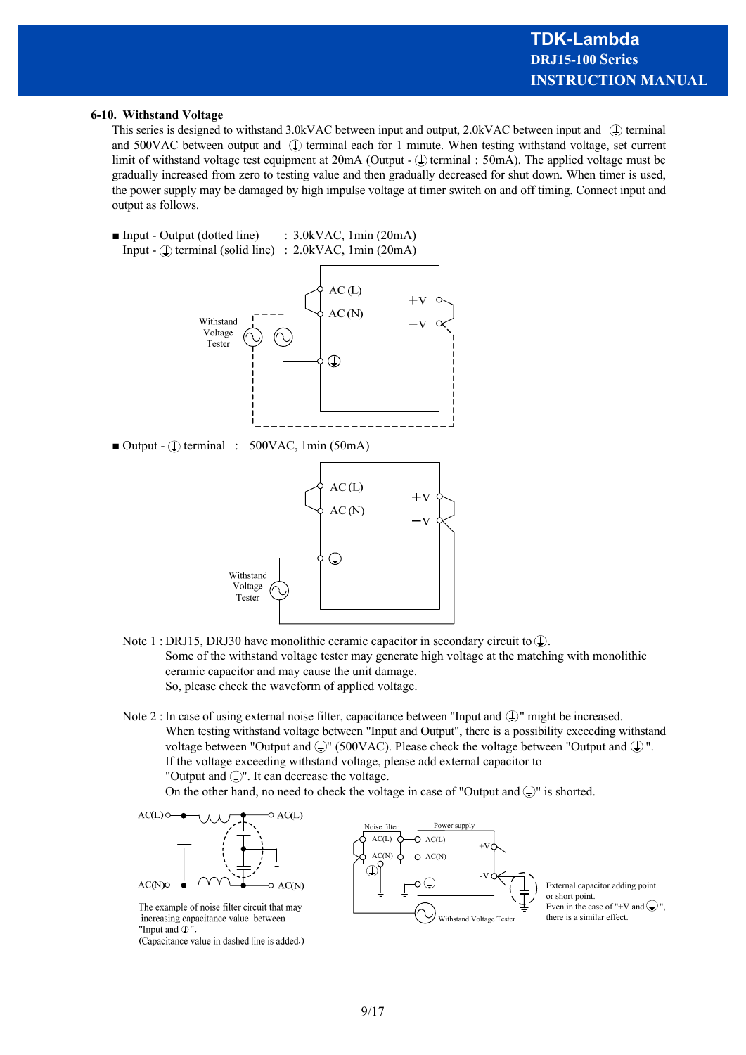## 6-10. Withstand Voltage

This series is designed to withstand 3.0kVAC between input and output, 2.0kVAC between input and ⏚ terminal and 500VAC between output and ⏚ terminal each for 1 minute. When testing withstand voltage, set current limit of withstand voltage test equipment at 20mA (Output - ⏚ terminal : 50mA). The applied voltage must be gradually increased from zero to testing value and then gradually decreased for shut down. When timer is used, the power supply may be damaged by high impulse voltage at timer switch on and off timing. Connect input and output as follows.

■ Input - Output (dotted line) : 3.0kVAC, 1min (20mA)
Input - ⏚ terminal (solid line) : 2.0kVAC, 1min (20mA)

■ Output - ⏚ terminal : 500VAC, 1min (50mA)

Note 1 : DRJ15, DRJ30 have monolithic ceramic capacitor in secondary circuit to ⏚.
Some of the withstand voltage tester may generate high voltage at the matching with monolithic ceramic capacitor and may cause the unit damage.
So, please check the waveform of applied voltage.

Note 2 : In case of using external noise filter, capacitance between "Input and ⏚" might be increased.
When testing withstand voltage between "Input and Output", there is a possibility exceeding withstand voltage between "Output and ⏚" (500VAC). Please check the voltage between "Output and ⏚".
If the voltage exceeding withstand voltage, please add external capacitor to "Output and ⏚". It can decrease the voltage.
On the other hand, no need to check the voltage in case of "Output and ⏚" is shorted.

The example of noise filter circuit that may increasing capacitance value between "Input and ⏚".
(Capacitance value in dashed line is added.)

External capacitor adding point or short point.
Even in the case of "+V and ⏚", there is a similar effect.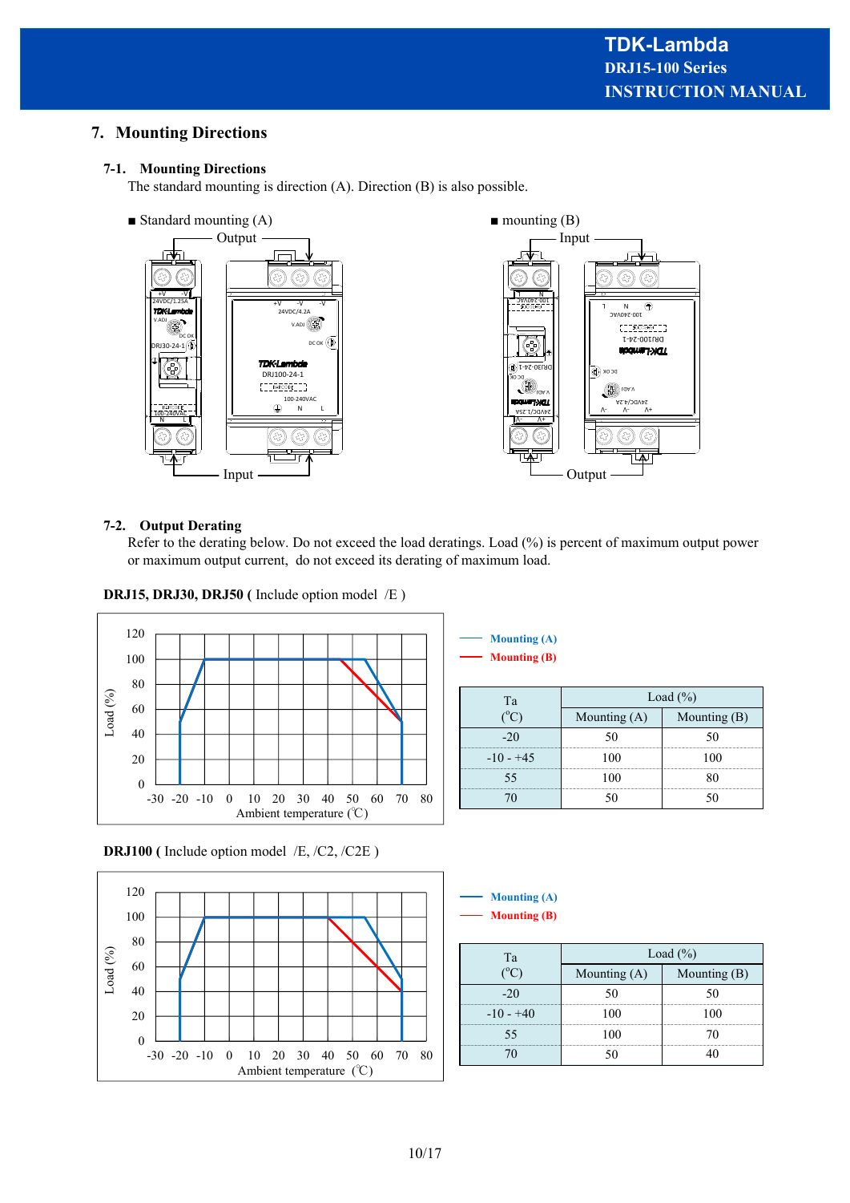## 7. Mounting Directions

### 7-1. Mounting Directions

The standard mounting is direction (A). Direction (B) is also possible.

■ Standard mounting (A)

■ mounting (B)

### 7-2. Output Derating

Refer to the derating below. Do not exceed the load deratings. Load (%) is percent of maximum output power or maximum output current, do not exceed its derating of maximum load.

**DRJ15, DRJ30, DRJ50 (** Include option model /E )

Mounting (A)
Mounting (B)

| Ta (°C) | Load (%) | |
|---|---|---|
| | Mounting (A) | Mounting (B) |
| -20 | 50 | 50 |
| -10 - +45 | 100 | 100 |
| 55 | 100 | 80 |
| 70 | 50 | 50 |

**DRJ100 (** Include option model /E, /C2, /C2E )

Mounting (A)
Mounting (B)

| Ta (°C) | Load (%) | |
|---|---|---|
| | Mounting (A) | Mounting (B) |
| -20 | 50 | 50 |
| -10 - +40 | 100 | 100 |
| 55 | 100 | 70 |
| 70 | 50 | 40 |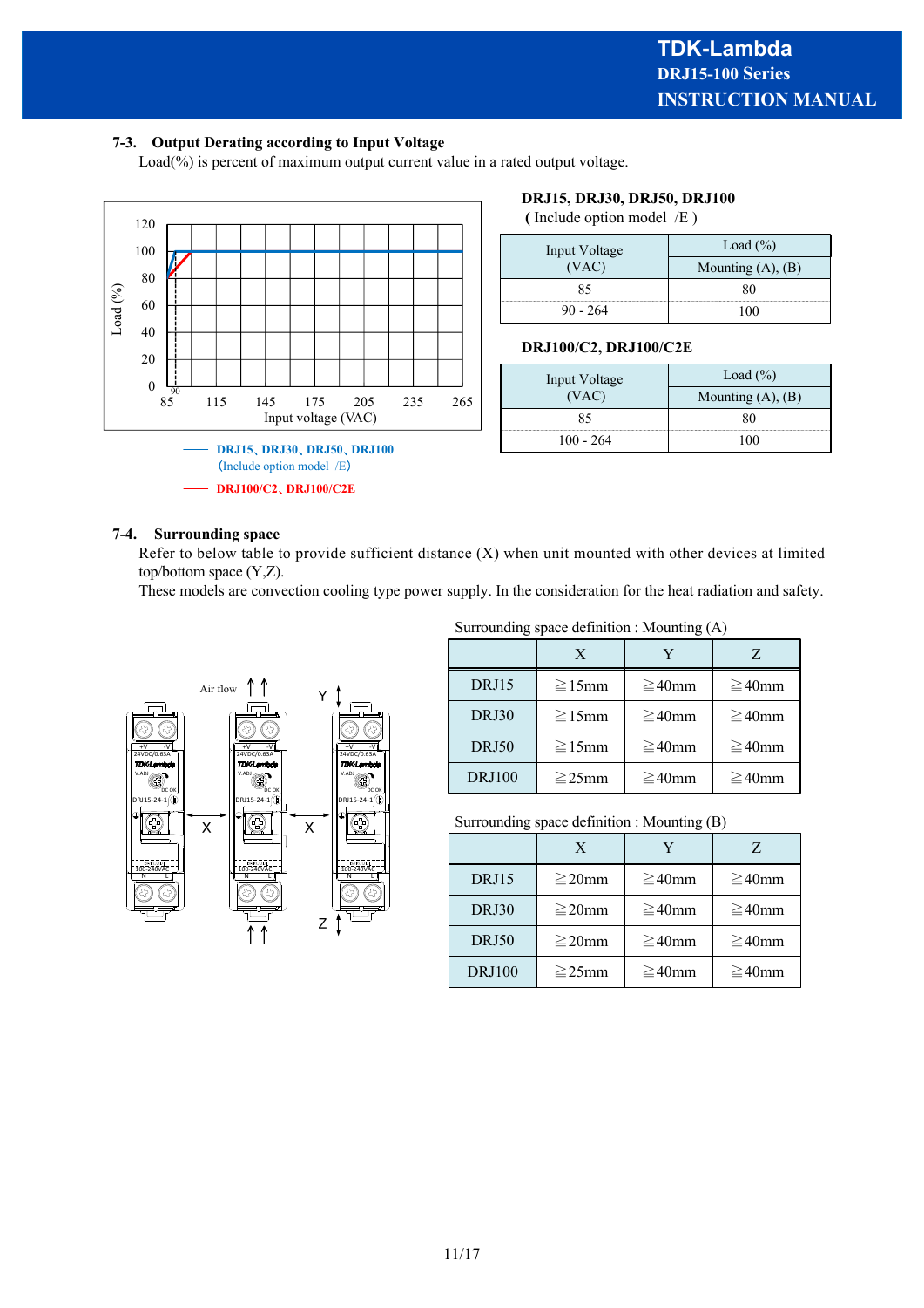### 7-3. Output Derating according to Input Voltage

Load(%) is percent of maximum output current value in a rated output voltage.

**DRJ15, DRJ30, DRJ50, DRJ100**
**(** Include option model /E )

| Input Voltage (VAC) | Load (%) Mounting (A), (B) |
|---|---|
| 85 | 80 |
| 90 - 264 | 100 |

**DRJ100/C2, DRJ100/C2E**

| Input Voltage (VAC) | Load (%) Mounting (A), (B) |
|---|---|
| 85 | 80 |
| 100 - 264 | 100 |

—— DRJ15、DRJ30、DRJ50、DRJ100 (Include option model /E)

—— DRJ100/C2、DRJ100/C2E

### 7-4. Surrounding space

Refer to below table to provide sufficient distance (X) when unit mounted with other devices at limited top/bottom space (Y,Z).
These models are convection cooling type power supply. In the consideration for the heat radiation and safety.

Surrounding space definition : Mounting (A)

| | X | Y | Z |
|---|---|---|---|
| DRJ15 | ≧15mm | ≧40mm | ≧40mm |
| DRJ30 | ≧15mm | ≧40mm | ≧40mm |
| DRJ50 | ≧15mm | ≧40mm | ≧40mm |
| DRJ100 | ≧25mm | ≧40mm | ≧40mm |

Surrounding space definition : Mounting (B)

| | X | Y | Z |
|---|---|---|---|
| DRJ15 | ≧20mm | ≧40mm | ≧40mm |
| DRJ30 | ≧20mm | ≧40mm | ≧40mm |
| DRJ50 | ≧20mm | ≧40mm | ≧40mm |
| DRJ100 | ≧25mm | ≧40mm | ≧40mm |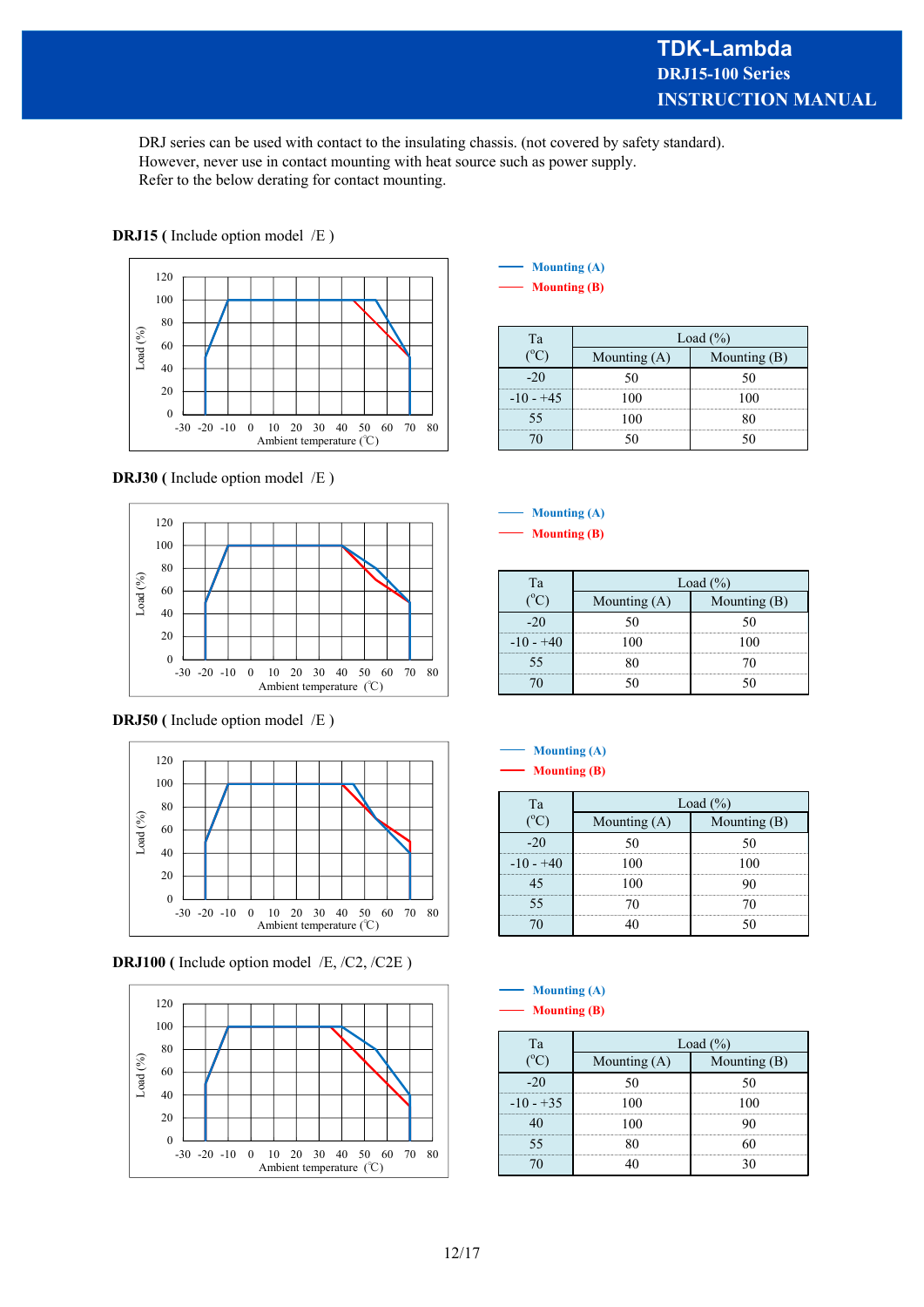DRJ series can be used with contact to the insulating chassis. (not covered by safety standard).
However, never use in contact mounting with heat source such as power supply.
Refer to the below derating for contact mounting.

**DRJ15 ( Include option model /E )**

| Ta (°C) | Load (%) Mounting (A) | Load (%) Mounting (B) |
|---|---|---|
| -20 | 50 | 50 |
| -10 - +45 | 100 | 100 |
| 55 | 100 | 80 |
| 70 | 50 | 50 |

**DRJ30 ( Include option model /E )**

| Ta (°C) | Load (%) Mounting (A) | Load (%) Mounting (B) |
|---|---|---|
| -20 | 50 | 50 |
| -10 - +40 | 100 | 100 |
| 55 | 80 | 70 |
| 70 | 50 | 50 |

**DRJ50 ( Include option model /E )**

| Ta (°C) | Load (%) Mounting (A) | Load (%) Mounting (B) |
|---|---|---|
| -20 | 50 | 50 |
| -10 - +40 | 100 | 100 |
| 45 | 100 | 90 |
| 55 | 70 | 70 |
| 70 | 40 | 50 |

**DRJ100 ( Include option model /E, /C2, /C2E )**

| Ta (°C) | Load (%) Mounting (A) | Load (%) Mounting (B) |
|---|---|---|
| -20 | 50 | 50 |
| -10 - +35 | 100 | 100 |
| 40 | 100 | 90 |
| 55 | 80 | 60 |
| 70 | 40 | 30 |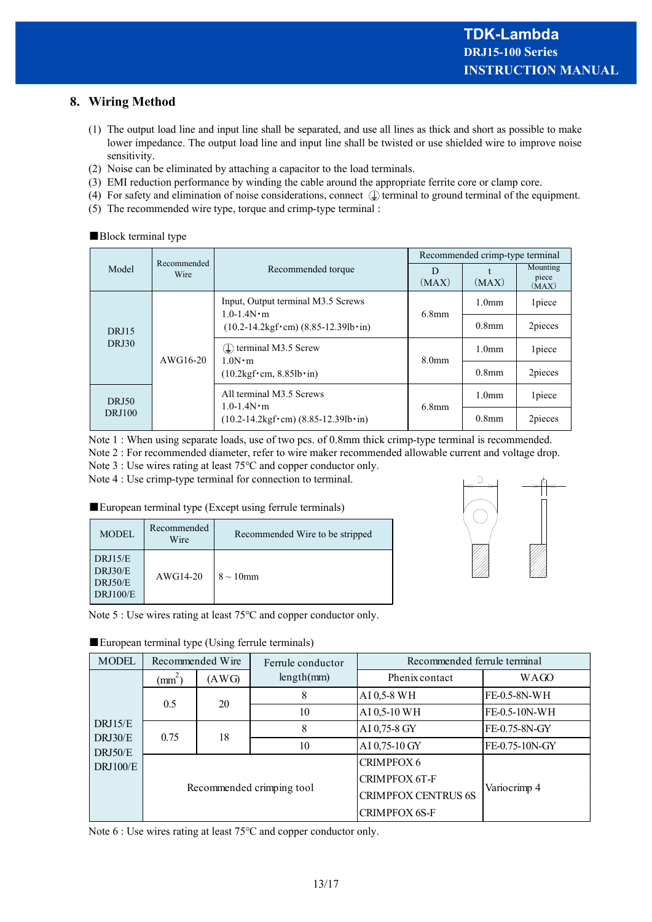## 8. Wiring Method

(1) The output load line and input line shall be separated, and use all lines as thick and short as possible to make lower impedance. The output load line and input line shall be twisted or use shielded wire to improve noise sensitivity.
(2) Noise can be eliminated by attaching a capacitor to the load terminals.
(3) EMI reduction performance by winding the cable around the appropriate ferrite core or clamp core.
(4) For safety and elimination of noise considerations, connect ⏚ terminal to ground terminal of the equipment.
(5) The recommended wire type, torque and crimp-type terminal :

■Block terminal type

| Model | Recommended Wire | Recommended torque | Recommended crimp-type terminal | | |
|---|---|---|---|---|---|
| | | | D (MAX) | t (MAX) | Mounting piece (MAX) |
| DRJ15 DRJ30 | AWG16-20 | Input, Output terminal M3.5 Screws 1.0-1.4N・m (10.2-14.2kgf・cm) (8.85-12.39lb・in) | 6.8mm | 1.0mm | 1piece |
| | | | | 0.8mm | 2pieces |
| | | ⏚ terminal M3.5 Screw 1.0N・m (10.2kgf・cm, 8.85lb・in) | 8.0mm | 1.0mm | 1piece |
| | | | | 0.8mm | 2pieces |
| DRJ50 DRJ100 | | All terminal M3.5 Screws 1.0-1.4N・m (10.2-14.2kgf・cm) (8.85-12.39lb・in) | 6.8mm | 1.0mm | 1piece |
| | | | | 0.8mm | 2pieces |

Note 1 : When using separate loads, use of two pcs. of 0.8mm thick crimp-type terminal is recommended.
Note 2 : For recommended diameter, refer to wire maker recommended allowable current and voltage drop.
Note 3 : Use wires rating at least 75°C and copper conductor only.
Note 4 : Use crimp-type terminal for connection to terminal.

■European terminal type (Except using ferrule terminals)

| MODEL | Recommended Wire | Recommended Wire to be stripped |
|---|---|---|
| DRJ15/E DRJ30/E DRJ50/E DRJ100/E | AWG14-20 | 8 ~ 10mm |

Note 5 : Use wires rating at least 75°C and copper conductor only.

■European terminal type (Using ferrule terminals)

| MODEL | Recommended Wire | | Ferrule conductor length(mm) | Recommended ferrule terminal | |
|---|---|---|---|---|---|
| | (mm$^2$) | (AWG) | | Phenix contact | WAGO |
| DRJ15/E DRJ30/E DRJ50/E DRJ100/E | 0.5 | 20 | 8 | AI 0,5-8 WH | FE-0.5-8N-WH |
| | | | 10 | AI 0,5-10 WH | FE-0.5-10N-WH |
| | 0.75 | 18 | 8 | AI 0,75-8 GY | FE-0.75-8N-GY |
| | | | 10 | AI 0,75-10 GY | FE-0.75-10N-GY |
| | Recommended crimping tool | | | CRIMPFOX 6<br>CRIMPFOX 6T-F<br>CRIMPFOX CENTRUS 6S<br>CRIMPFOX 6S-F | Variocrimp 4 |

Note 6 : Use wires rating at least 75°C and copper conductor only.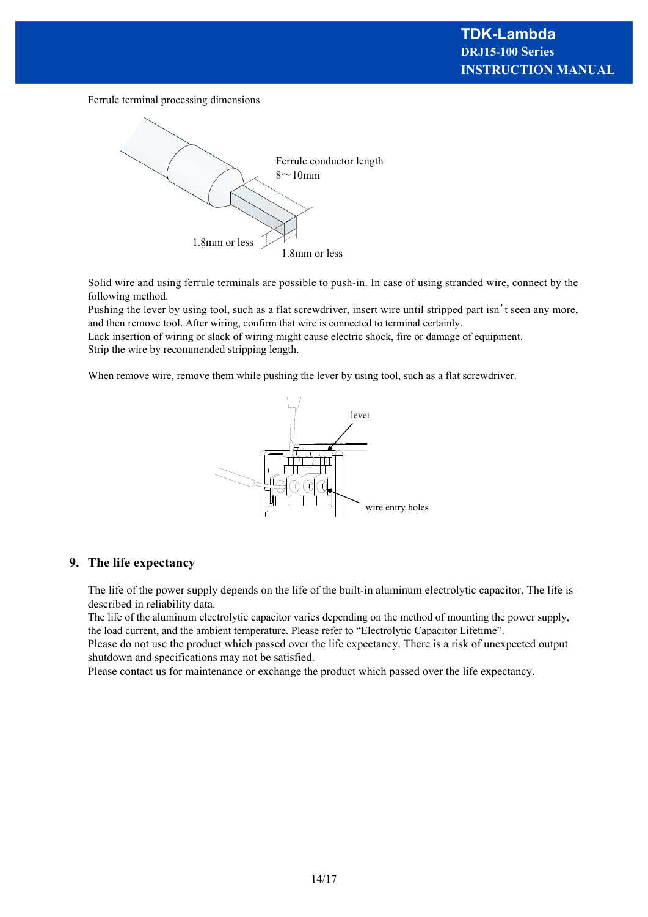Ferrule terminal processing dimensions

Ferrule conductor length
8～10mm

1.8mm or less

1.8mm or less

Solid wire and using ferrule terminals are possible to push-in. In case of using stranded wire, connect by the following method.
Pushing the lever by using tool, such as a flat screwdriver, insert wire until stripped part isn't seen any more, and then remove tool. After wiring, confirm that wire is connected to terminal certainly.
Lack insertion of wiring or slack of wiring might cause electric shock, fire or damage of equipment.
Strip the wire by recommended stripping length.

When remove wire, remove them while pushing the lever by using tool, such as a flat screwdriver.

lever

wire entry holes

## 9. The life expectancy

The life of the power supply depends on the life of the built-in aluminum electrolytic capacitor. The life is described in reliability data.
The life of the aluminum electrolytic capacitor varies depending on the method of mounting the power supply, the load current, and the ambient temperature. Please refer to "Electrolytic Capacitor Lifetime".
Please do not use the product which passed over the life expectancy. There is a risk of unexpected output shutdown and specifications may not be satisfied.
Please contact us for maintenance or exchange the product which passed over the life expectancy.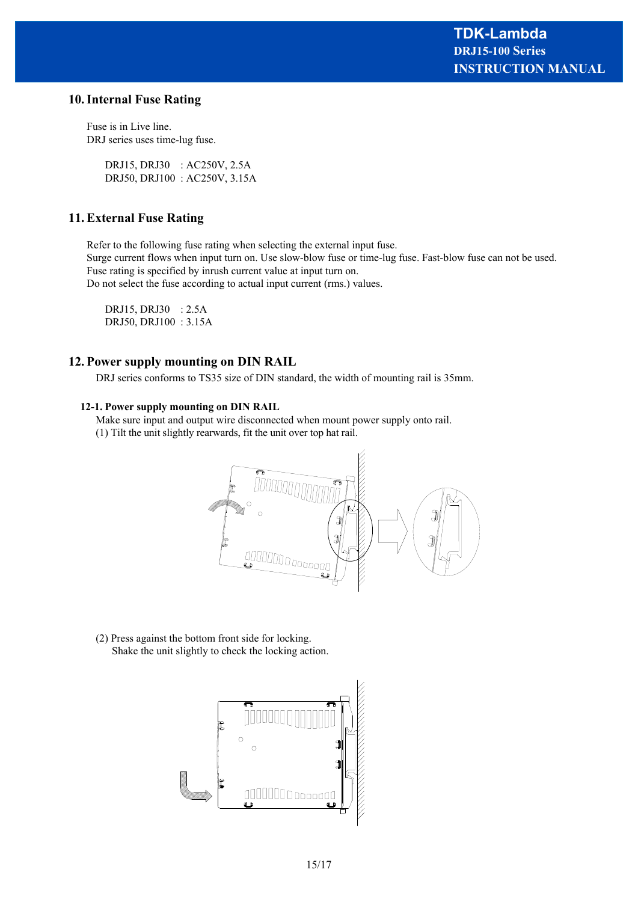## 10. Internal Fuse Rating

Fuse is in Live line.
DRJ series uses time-lug fuse.

DRJ15, DRJ30 : AC250V, 2.5A
DRJ50, DRJ100 : AC250V, 3.15A

## 11. External Fuse Rating

Refer to the following fuse rating when selecting the external input fuse.
Surge current flows when input turn on. Use slow-blow fuse or time-lug fuse. Fast-blow fuse can not be used.
Fuse rating is specified by inrush current value at input turn on.
Do not select the fuse according to actual input current (rms.) values.

DRJ15, DRJ30 : 2.5A
DRJ50, DRJ100 : 3.15A

## 12. Power supply mounting on DIN RAIL

DRJ series conforms to TS35 size of DIN standard, the width of mounting rail is 35mm.

### 12-1. Power supply mounting on DIN RAIL

Make sure input and output wire disconnected when mount power supply onto rail.

(1) Tilt the unit slightly rearwards, fit the unit over top hat rail.

(2) Press against the bottom front side for locking.
Shake the unit slightly to check the locking action.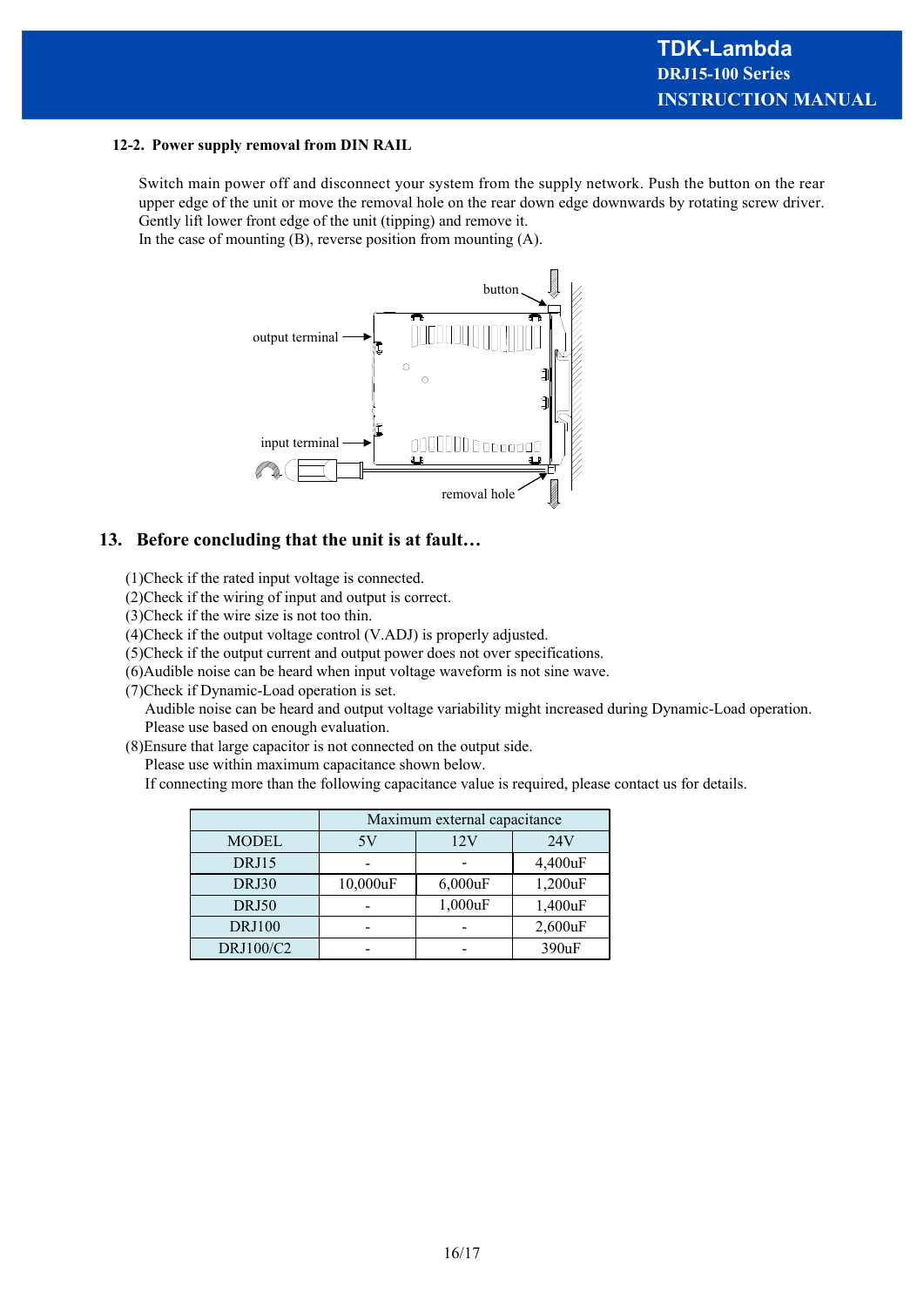### 12-2. Power supply removal from DIN RAIL

Switch main power off and disconnect your system from the supply network. Push the button on the rear upper edge of the unit or move the removal hole on the rear down edge downwards by rotating screw driver. Gently lift lower front edge of the unit (tipping) and remove it.
In the case of mounting (B), reverse position from mounting (A).

button

output terminal

input terminal

removal hole

## 13. Before concluding that the unit is at fault…

(1)Check if the rated input voltage is connected.
(2)Check if the wiring of input and output is correct.
(3)Check if the wire size is not too thin.
(4)Check if the output voltage control (V.ADJ) is properly adjusted.
(5)Check if the output current and output power does not over specifications.
(6)Audible noise can be heard when input voltage waveform is not sine wave.
(7)Check if Dynamic-Load operation is set.
Audible noise can be heard and output voltage variability might increased during Dynamic-Load operation. Please use based on enough evaluation.
(8)Ensure that large capacitor is not connected on the output side.
Please use within maximum capacitance shown below.
If connecting more than the following capacitance value is required, please contact us for details.

| | Maximum external capacitance | | |
|---|---|---|---|
| MODEL | 5V | 12V | 24V |
| DRJ15 | - | - | 4,400uF |
| DRJ30 | 10,000uF | 6,000uF | 1,200uF |
| DRJ50 | - | 1,000uF | 1,400uF |
| DRJ100 | - | - | 2,600uF |
| DRJ100/C2 | - | - | 390uF |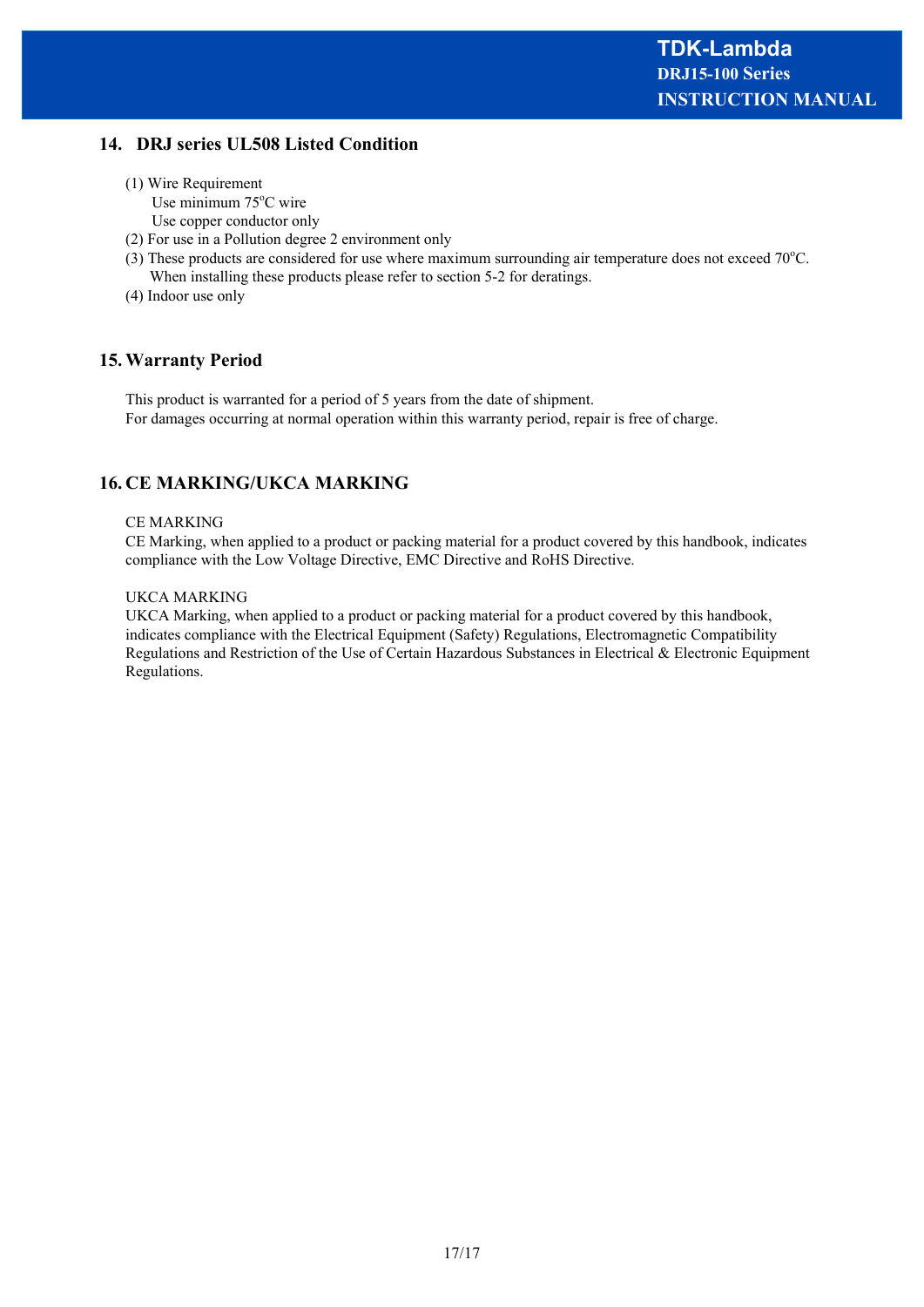## 14. DRJ series UL508 Listed Condition

(1) Wire Requirement
  Use minimum 75$^{o}$C wire
  Use copper conductor only
(2) For use in a Pollution degree 2 environment only
(3) These products are considered for use where maximum surrounding air temperature does not exceed 70$^{o}$C.
  When installing these products please refer to section 5-2 for deratings.
(4) Indoor use only

## 15. Warranty Period

This product is warranted for a period of 5 years from the date of shipment.
For damages occurring at normal operation within this warranty period, repair is free of charge.

## 16. CE MARKING/UKCA MARKING

CE MARKING
CE Marking, when applied to a product or packing material for a product covered by this handbook, indicates compliance with the Low Voltage Directive, EMC Directive and RoHS Directive.

UKCA MARKING
UKCA Marking, when applied to a product or packing material for a product covered by this handbook, indicates compliance with the Electrical Equipment (Safety) Regulations, Electromagnetic Compatibility Regulations and Restriction of the Use of Certain Hazardous Substances in Electrical & Electronic Equipment Regulations.